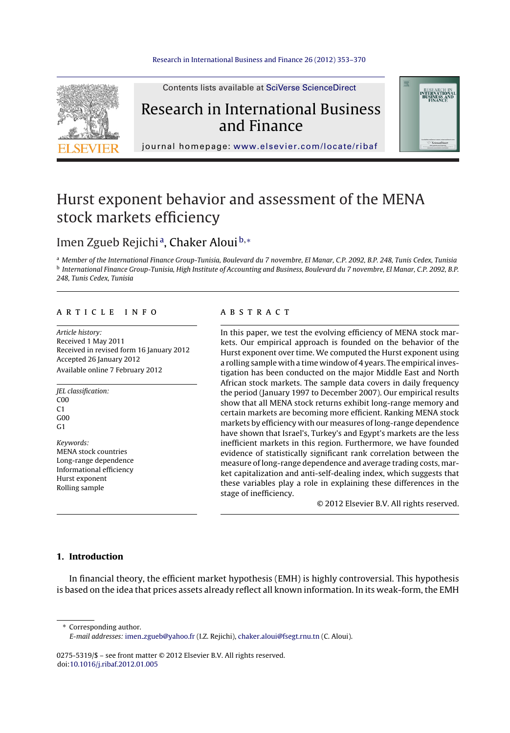# Hurst exponent behavior and assessment of the MENA stock markets efficiency

Imen Zgueb Rejichi[a], Chaker Aloui[b,*]

[a] Member of the International Finance Group-Tunisia, Boulevard du 7 novembre, El Manar, C.P. 2092, B.P. 248, Tunis Cedex, Tunisia
[b] International Finance Group-Tunisia, High Institute of Accounting and Business, Boulevard du 7 novembre, El Manar, C.P. 2092, B.P. 248, Tunis Cedex, Tunisia

## ARTICLE INFO

*Article history:*
Received 1 May 2011
Received in revised form 16 January 2012
Accepted 26 January 2012
Available online 7 February 2012

*JEL classification:*
C00
C1
G00
G1

*Keywords:*
MENA stock countries
Long-range dependence
Informational efficiency
Hurst exponent
Rolling sample

## ABSTRACT

In this paper, we test the evolving efficiency of MENA stock markets. Our empirical approach is founded on the behavior of the Hurst exponent over time. We computed the Hurst exponent using a rolling sample with a time window of 4 years. The empirical investigation has been conducted on the major Middle East and North African stock markets. The sample data covers in daily frequency the period (January 1997 to December 2007). Our empirical results show that all MENA stock returns exhibit long-range memory and certain markets are becoming more efficient. Ranking MENA stock markets by efficiency with our measures of long-range dependence have shown that Israel's, Turkey's and Egypt's markets are the less inefficient markets in this region. Furthermore, we have founded evidence of statistically significant rank correlation between the measure of long-range dependence and average trading costs, market capitalization and anti-self-dealing index, which suggests that these variables play a role in explaining these differences in the stage of inefficiency.

© 2012 Elsevier B.V. All rights reserved.

## 1. Introduction

In financial theory, the efficient market hypothesis (EMH) is highly controversial. This hypothesis is based on the idea that prices assets already reflect all known information. In its weak-form, the EMH

\* Corresponding author.
*E-mail addresses:* imen_zgueb@yahoo.fr (I.Z. Rejichi), chaker.aloui@fsegt.rnu.tn (C. Aloui).

0275-5319/$ – see front matter © 2012 Elsevier B.V. All rights reserved.
doi:10.1016/j.ribaf.2012.01.005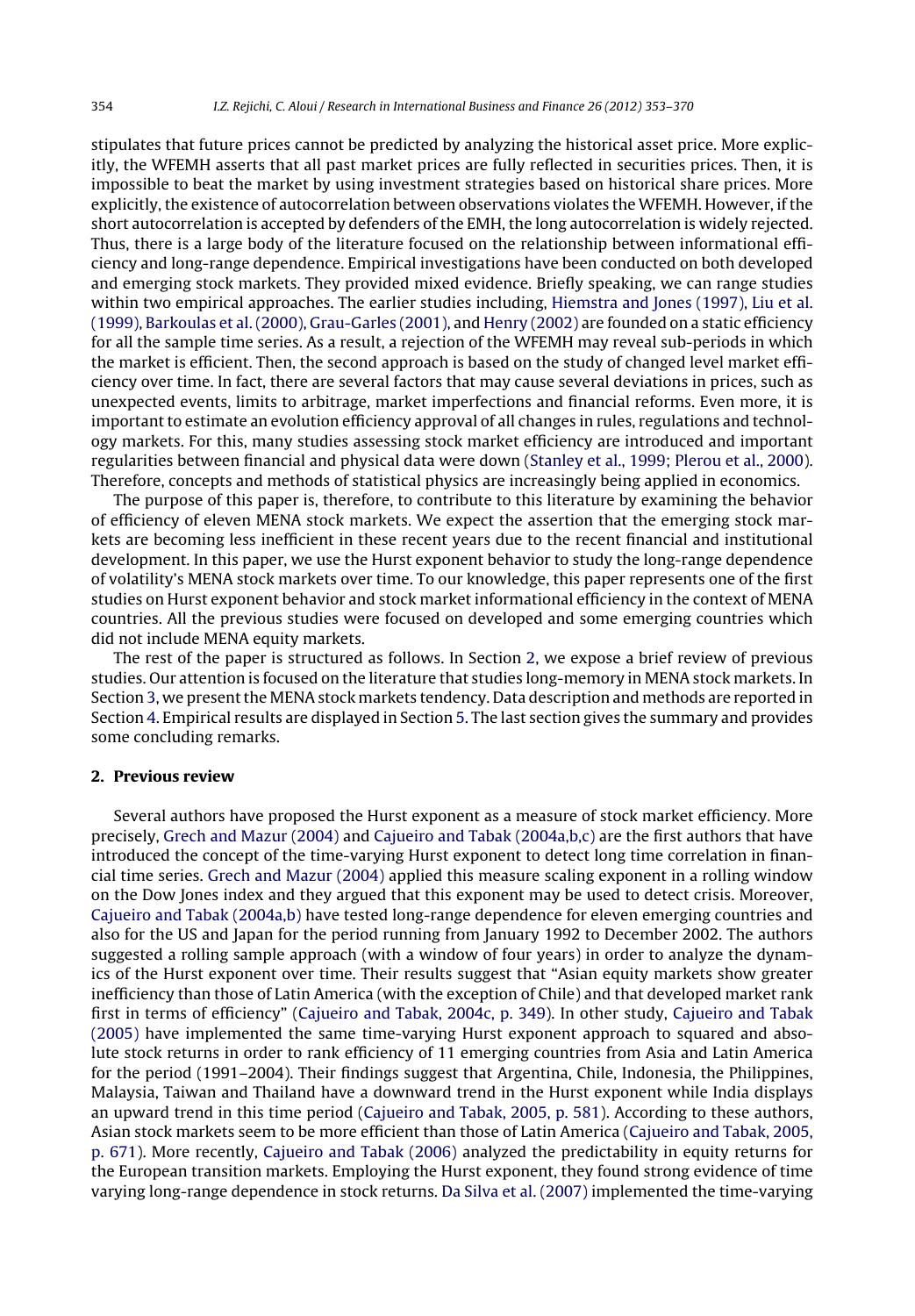stipulates that future prices cannot be predicted by analyzing the historical asset price. More explicitly, the WFEMH asserts that all past market prices are fully reflected in securities prices. Then, it is impossible to beat the market by using investment strategies based on historical share prices. More explicitly, the existence of autocorrelation between observations violates the WFEMH. However, if the short autocorrelation is accepted by defenders of the EMH, the long autocorrelation is widely rejected. Thus, there is a large body of the literature focused on the relationship between informational efficiency and long-range dependence. Empirical investigations have been conducted on both developed and emerging stock markets. They provided mixed evidence. Briefly speaking, we can range studies within two empirical approaches. The earlier studies including, Hiemstra and Jones (1997), Liu et al. (1999), Barkoulas et al. (2000), Grau-Garles (2001), and Henry (2002) are founded on a static efficiency for all the sample time series. As a result, a rejection of the WFEMH may reveal sub-periods in which the market is efficient. Then, the second approach is based on the study of changed level market efficiency over time. In fact, there are several factors that may cause several deviations in prices, such as unexpected events, limits to arbitrage, market imperfections and financial reforms. Even more, it is important to estimate an evolution efficiency approval of all changes in rules, regulations and technology markets. For this, many studies assessing stock market efficiency are introduced and important regularities between financial and physical data were down (Stanley et al., 1999; Plerou et al., 2000). Therefore, concepts and methods of statistical physics are increasingly being applied in economics.

The purpose of this paper is, therefore, to contribute to this literature by examining the behavior of efficiency of eleven MENA stock markets. We expect the assertion that the emerging stock markets are becoming less inefficient in these recent years due to the recent financial and institutional development. In this paper, we use the Hurst exponent behavior to study the long-range dependence of volatility's MENA stock markets over time. To our knowledge, this paper represents one of the first studies on Hurst exponent behavior and stock market informational efficiency in the context of MENA countries. All the previous studies were focused on developed and some emerging countries which did not include MENA equity markets.

The rest of the paper is structured as follows. In Section 2, we expose a brief review of previous studies. Our attention is focused on the literature that studies long-memory in MENA stock markets. In Section 3, we present the MENA stock markets tendency. Data description and methods are reported in Section 4. Empirical results are displayed in Section 5. The last section gives the summary and provides some concluding remarks.

## 2. Previous review

Several authors have proposed the Hurst exponent as a measure of stock market efficiency. More precisely, Grech and Mazur (2004) and Cajueiro and Tabak (2004a,b,c) are the first authors that have introduced the concept of the time-varying Hurst exponent to detect long time correlation in financial time series. Grech and Mazur (2004) applied this measure scaling exponent in a rolling window on the Dow Jones index and they argued that this exponent may be used to detect crisis. Moreover, Cajueiro and Tabak (2004a,b) have tested long-range dependence for eleven emerging countries and also for the US and Japan for the period running from January 1992 to December 2002. The authors suggested a rolling sample approach (with a window of four years) in order to analyze the dynamics of the Hurst exponent over time. Their results suggest that "Asian equity markets show greater inefficiency than those of Latin America (with the exception of Chile) and that developed market rank first in terms of efficiency" (Cajueiro and Tabak, 2004c, p. 349). In other study, Cajueiro and Tabak (2005) have implemented the same time-varying Hurst exponent approach to squared and absolute stock returns in order to rank efficiency of 11 emerging countries from Asia and Latin America for the period (1991–2004). Their findings suggest that Argentina, Chile, Indonesia, the Philippines, Malaysia, Taiwan and Thailand have a downward trend in the Hurst exponent while India displays an upward trend in this time period (Cajueiro and Tabak, 2005, p. 581). According to these authors, Asian stock markets seem to be more efficient than those of Latin America (Cajueiro and Tabak, 2005, p. 671). More recently, Cajueiro and Tabak (2006) analyzed the predictability in equity returns for the European transition markets. Employing the Hurst exponent, they found strong evidence of time varying long-range dependence in stock returns. Da Silva et al. (2007) implemented the time-varying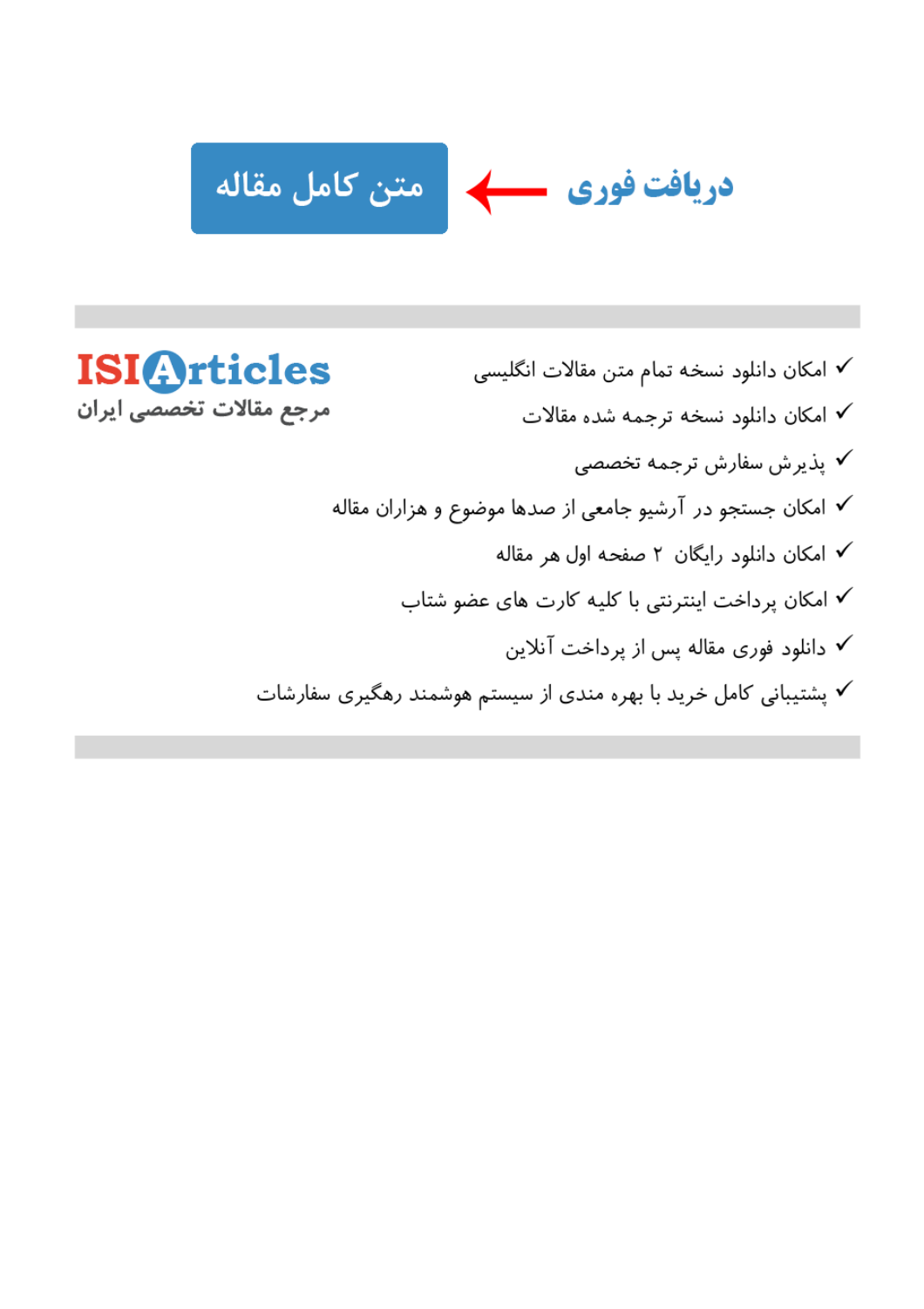دریافت فوری ← **متن کامل مقاله**

**ISIArticles**
مرجع مقالات تخصصی ایران

- ✓ امکان دانلود نسخه تمام متن مقالات انگلیسی
- ✓ امکان دانلود نسخه ترجمه شده مقالات
- ✓ پذیرش سفارش ترجمه تخصصی
- ✓ امکان جستجو در آرشیو جامعی از صدها موضوع و هزاران مقاله
- ✓ امکان دانلود رایگان ۲ صفحه اول هر مقاله
- ✓ امکان پرداخت اینترنتی با کلیه کارت های عضو شتاب
- ✓ دانلود فوری مقاله پس از پرداخت آنلاین
- ✓ پشتیبانی کامل خرید با بهره مندی از سیستم هوشمند رهگیری سفارشات